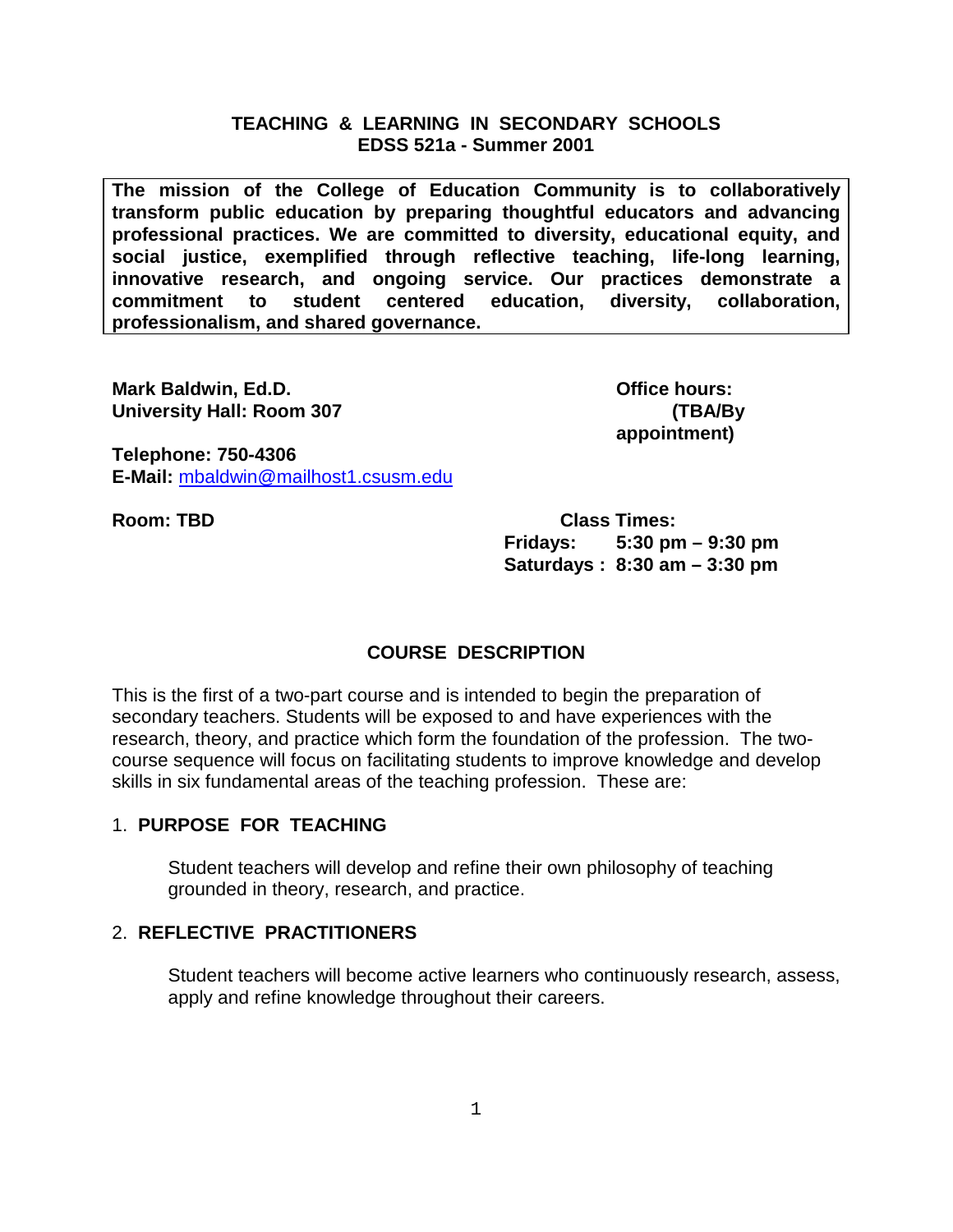# TEACHING & LEARNING IN SECONDARY SCHOOLS
## EDSS 521a - Summer 2001

**The mission of the College of Education Community is to collaboratively transform public education by preparing thoughtful educators and advancing professional practices. We are committed to diversity, educational equity, and social justice, exemplified through reflective teaching, life-long learning, innovative research, and ongoing service. Our practices demonstrate a commitment to student centered education, diversity, collaboration, professionalism, and shared governance.**

**Mark Baldwin, Ed.D.**
**University Hall: Room 307**

**Office hours:**
**(TBA/By appointment)**

**Telephone: 750-4306**
**E-Mail:** mbaldwin@mailhost1.csusm.edu

**Room: TBD**

**Class Times:**
**Fridays: 5:30 pm – 9:30 pm**
**Saturdays : 8:30 am – 3:30 pm**

## COURSE DESCRIPTION

This is the first of a two-part course and is intended to begin the preparation of secondary teachers. Students will be exposed to and have experiences with the research, theory, and practice which form the foundation of the profession. The two-course sequence will focus on facilitating students to improve knowledge and develop skills in six fundamental areas of the teaching profession. These are:

1. **PURPOSE FOR TEACHING**

   Student teachers will develop and refine their own philosophy of teaching grounded in theory, research, and practice.

2. **REFLECTIVE PRACTITIONERS**

   Student teachers will become active learners who continuously research, assess, apply and refine knowledge throughout their careers.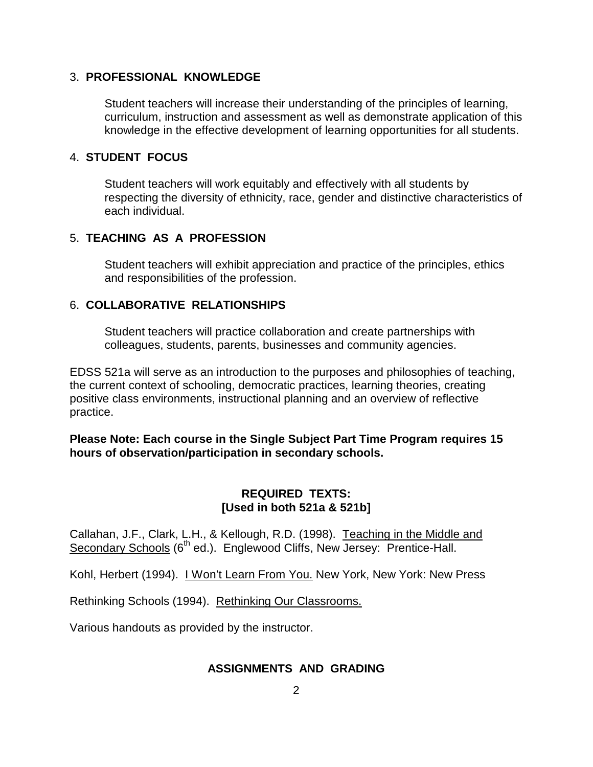### 3. PROFESSIONAL KNOWLEDGE

Student teachers will increase their understanding of the principles of learning, curriculum, instruction and assessment as well as demonstrate application of this knowledge in the effective development of learning opportunities for all students.

### 4. STUDENT FOCUS

Student teachers will work equitably and effectively with all students by respecting the diversity of ethnicity, race, gender and distinctive characteristics of each individual.

### 5. TEACHING AS A PROFESSION

Student teachers will exhibit appreciation and practice of the principles, ethics and responsibilities of the profession.

### 6. COLLABORATIVE RELATIONSHIPS

Student teachers will practice collaboration and create partnerships with colleagues, students, parents, businesses and community agencies.

EDSS 521a will serve as an introduction to the purposes and philosophies of teaching, the current context of schooling, democratic practices, learning theories, creating positive class environments, instructional planning and an overview of reflective practice.

**Please Note: Each course in the Single Subject Part Time Program requires 15 hours of observation/participation in secondary schools.**

## REQUIRED TEXTS:
## [Used in both 521a & 521b]

Callahan, J.F., Clark, L.H., & Kellough, R.D. (1998). Teaching in the Middle and Secondary Schools (6th ed.). Englewood Cliffs, New Jersey: Prentice-Hall.

Kohl, Herbert (1994). I Won't Learn From You. New York, New York: New Press

Rethinking Schools (1994). Rethinking Our Classrooms.

Various handouts as provided by the instructor.

## ASSIGNMENTS AND GRADING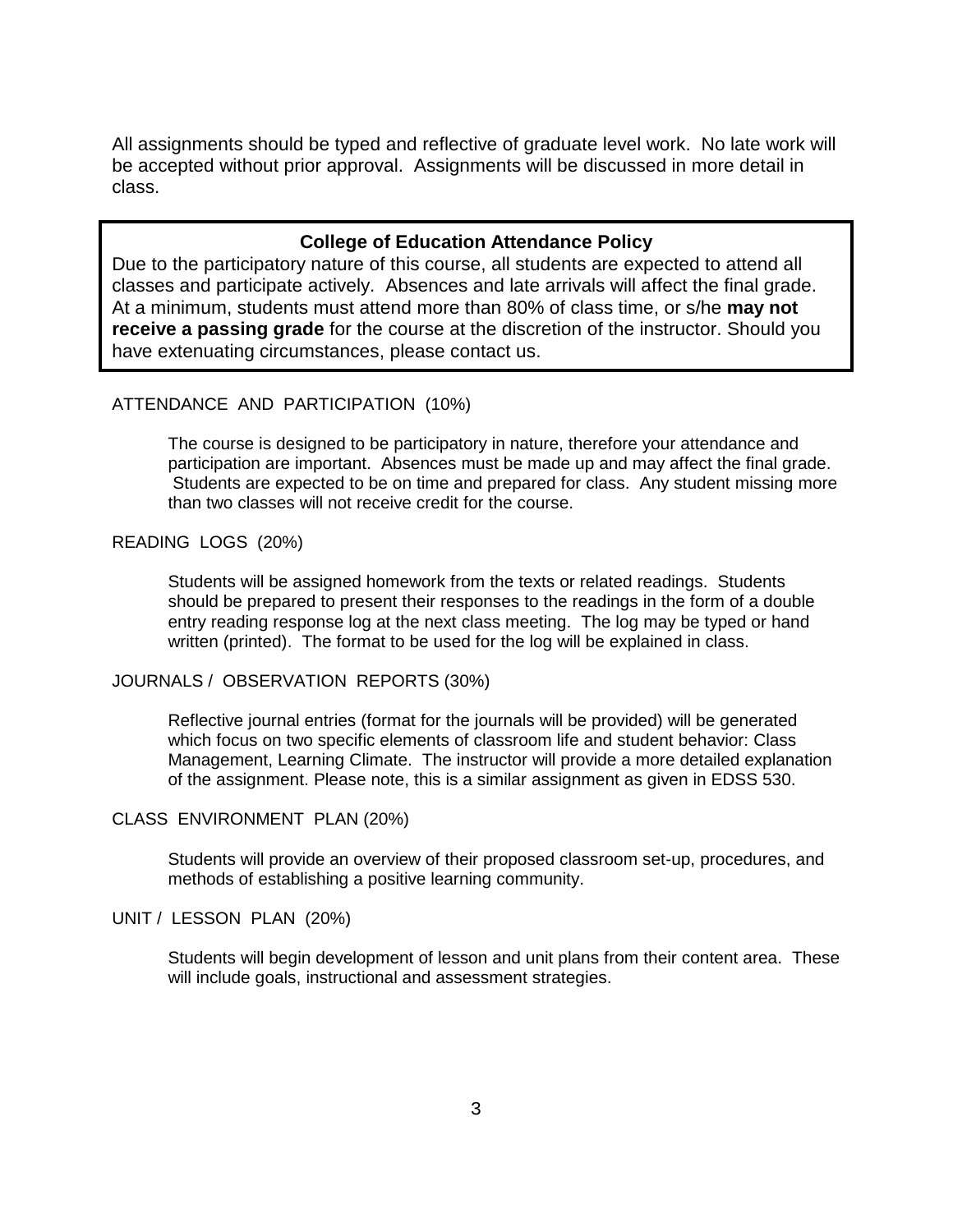All assignments should be typed and reflective of graduate level work. No late work will be accepted without prior approval. Assignments will be discussed in more detail in class.

> **College of Education Attendance Policy**
>
> Due to the participatory nature of this course, all students are expected to attend all classes and participate actively. Absences and late arrivals will affect the final grade. At a minimum, students must attend more than 80% of class time, or s/he **may not receive a passing grade** for the course at the discretion of the instructor. Should you have extenuating circumstances, please contact us.

ATTENDANCE AND PARTICIPATION (10%)

The course is designed to be participatory in nature, therefore your attendance and participation are important. Absences must be made up and may affect the final grade. Students are expected to be on time and prepared for class. Any student missing more than two classes will not receive credit for the course.

READING LOGS (20%)

Students will be assigned homework from the texts or related readings. Students should be prepared to present their responses to the readings in the form of a double entry reading response log at the next class meeting. The log may be typed or hand written (printed). The format to be used for the log will be explained in class.

JOURNALS / OBSERVATION REPORTS (30%)

Reflective journal entries (format for the journals will be provided) will be generated which focus on two specific elements of classroom life and student behavior: Class Management, Learning Climate. The instructor will provide a more detailed explanation of the assignment. Please note, this is a similar assignment as given in EDSS 530.

CLASS ENVIRONMENT PLAN (20%)

Students will provide an overview of their proposed classroom set-up, procedures, and methods of establishing a positive learning community.

UNIT / LESSON PLAN (20%)

Students will begin development of lesson and unit plans from their content area. These will include goals, instructional and assessment strategies.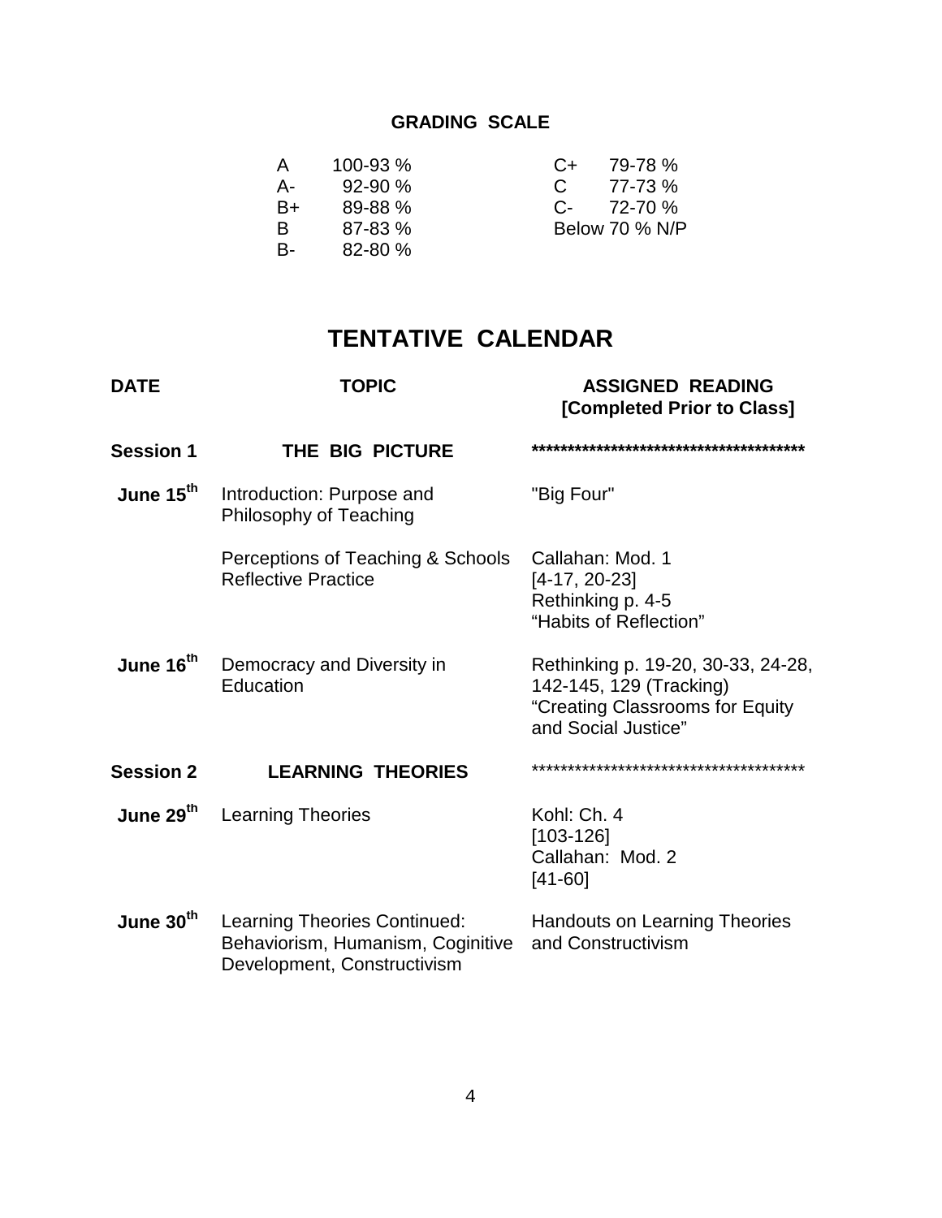## GRADING SCALE

| | | | |
|---|---|---|---|
| A | 100-93 % | C+ | 79-78 % |
| A- | 92-90 % | C | 77-73 % |
| B+ | 89-88 % | C- | 72-70 % |
| B | 87-83 % | Below 70 % N/P | |
| B- | 82-80 % | | |

# TENTATIVE CALENDAR

| DATE | TOPIC | ASSIGNED READING [Completed Prior to Class] |
|---|---|---|
| **Session 1** | **THE BIG PICTURE** | ************************************** |
| **June 15th** | Introduction: Purpose and Philosophy of Teaching | "Big Four" |
| | Perceptions of Teaching & Schools Reflective Practice | Callahan: Mod. 1 [4-17, 20-23] Rethinking p. 4-5 "Habits of Reflection" |
| **June 16th** | Democracy and Diversity in Education | Rethinking p. 19-20, 30-33, 24-28, 142-145, 129 (Tracking) "Creating Classrooms for Equity and Social Justice" |
| **Session 2** | **LEARNING THEORIES** | ************************************** |
| **June 29th** | Learning Theories | Kohl: Ch. 4 [103-126] Callahan: Mod. 2 [41-60] |
| **June 30th** | Learning Theories Continued: Behaviorism, Humanism, Coginitive Development, Constructivism | Handouts on Learning Theories and Constructivism |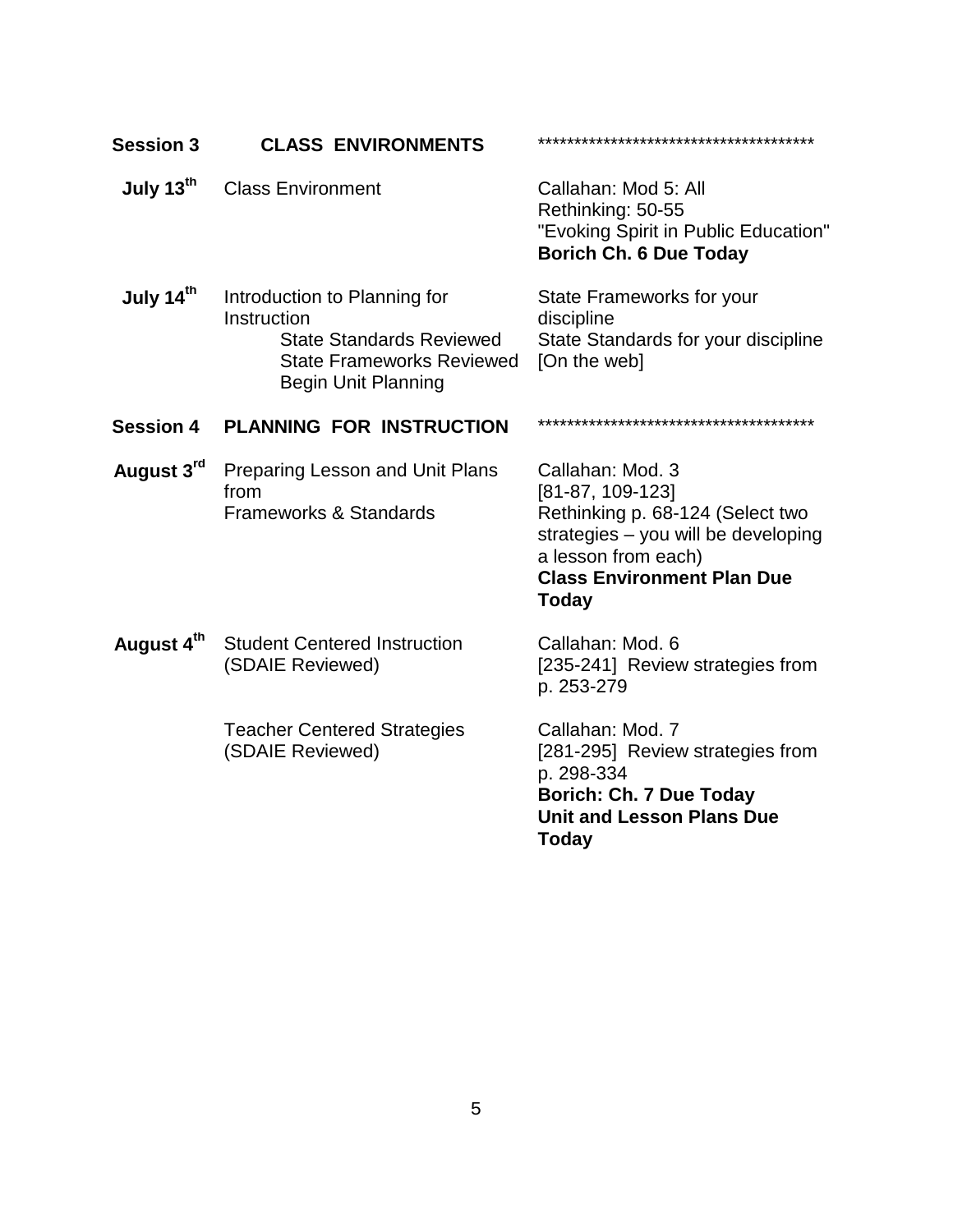| | | |
|---|---|---|
| **Session 3** | **CLASS ENVIRONMENTS** | *************************************** |
| **July 13th** | Class Environment | Callahan: Mod 5: All<br>Rethinking: 50-55<br>"Evoking Spirit in Public Education"<br>**Borich Ch. 6 Due Today** |
| **July 14th** | Introduction to Planning for Instruction<br>State Standards Reviewed<br>State Frameworks Reviewed<br>Begin Unit Planning | State Frameworks for your discipline<br>State Standards for your discipline [On the web] |
| **Session 4** | **PLANNING FOR INSTRUCTION** | *************************************** |
| **August 3rd** | Preparing Lesson and Unit Plans from<br>Frameworks & Standards | Callahan: Mod. 3<br>[81-87, 109-123]<br>Rethinking p. 68-124 (Select two strategies – you will be developing a lesson from each)<br>**Class Environment Plan Due Today** |
| **August 4th** | Student Centered Instruction (SDAIE Reviewed) | Callahan: Mod. 6<br>[235-241] Review strategies from p. 253-279 |
| | Teacher Centered Strategies (SDAIE Reviewed) | Callahan: Mod. 7<br>[281-295] Review strategies from p. 298-334<br>**Borich: Ch. 7 Due Today**<br>**Unit and Lesson Plans Due Today** |